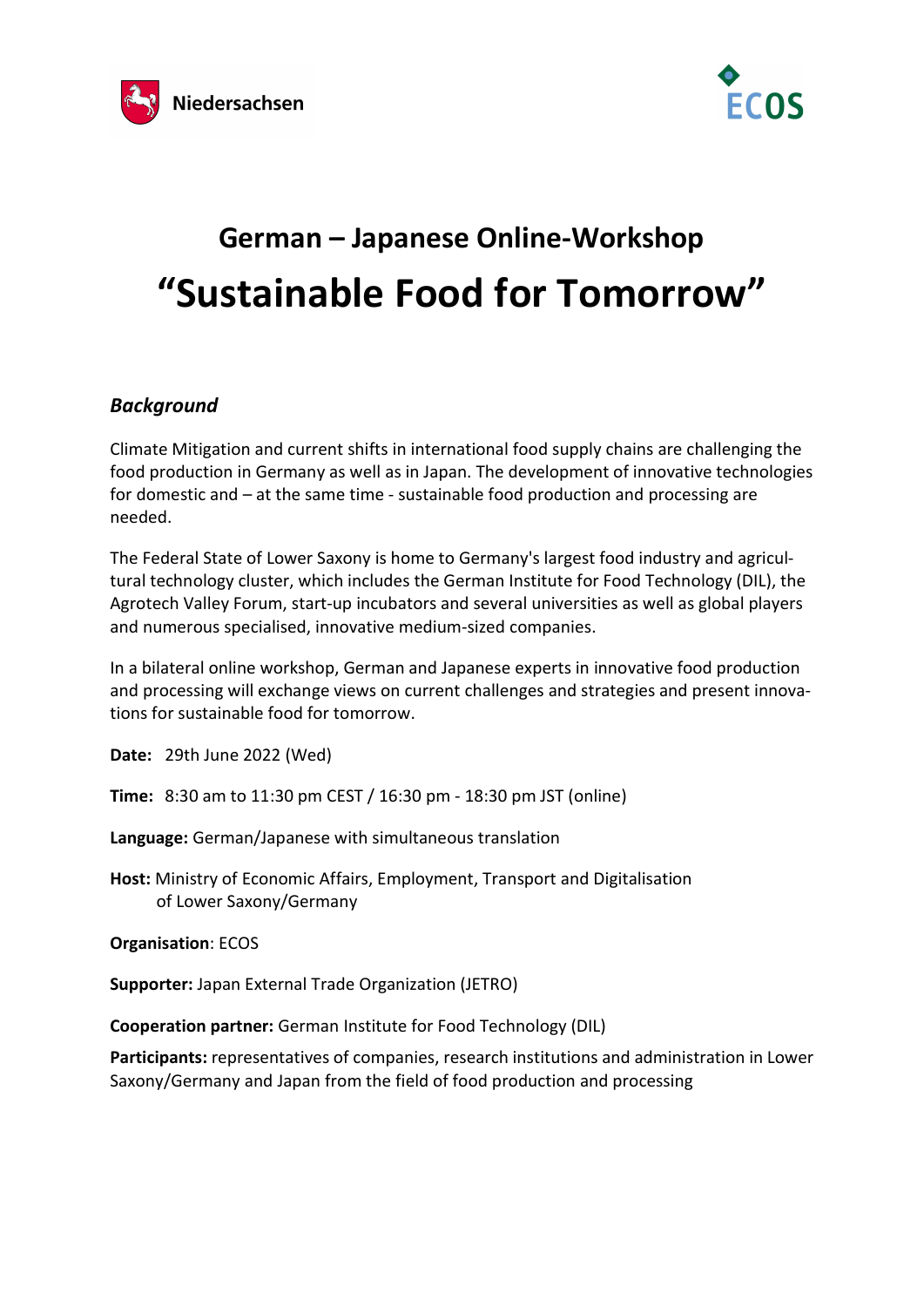Niedersachsen

ECOS

# German – Japanese Online-Workshop

# “Sustainable Food for Tomorrow”

### *Background*

Climate Mitigation and current shifts in international food supply chains are challenging the food production in Germany as well as in Japan. The development of innovative technologies for domestic and – at the same time - sustainable food production and processing are needed.

The Federal State of Lower Saxony is home to Germany's largest food industry and agricultural technology cluster, which includes the German Institute for Food Technology (DIL), the Agrotech Valley Forum, start-up incubators and several universities as well as global players and numerous specialised, innovative medium-sized companies.

In a bilateral online workshop, German and Japanese experts in innovative food production and processing will exchange views on current challenges and strategies and present innovations for sustainable food for tomorrow.

**Date:** 29th June 2022 (Wed)

**Time:** 8:30 am to 11:30 pm CEST / 16:30 pm - 18:30 pm JST (online)

**Language:** German/Japanese with simultaneous translation

**Host:** Ministry of Economic Affairs, Employment, Transport and Digitalisation of Lower Saxony/Germany

**Organisation**: ECOS

**Supporter:** Japan External Trade Organization (JETRO)

**Cooperation partner:** German Institute for Food Technology (DIL)

**Participants:** representatives of companies, research institutions and administration in Lower Saxony/Germany and Japan from the field of food production and processing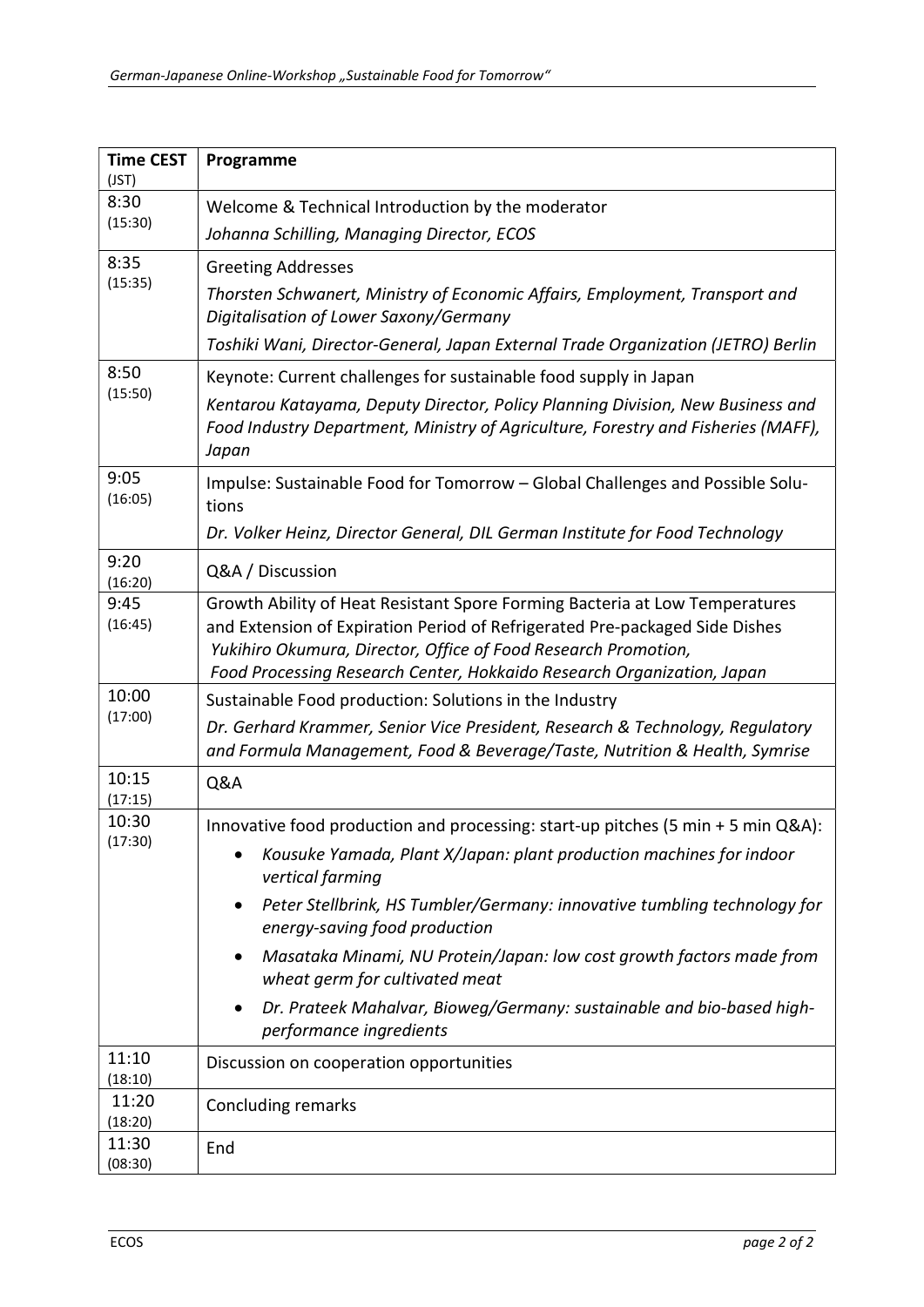| Time CEST (JST) | Programme |
|---|---|
| 8:30 (15:30) | Welcome & Technical Introduction by the moderator<br>*Johanna Schilling, Managing Director, ECOS* |
| 8:35 (15:35) | Greeting Addresses<br>*Thorsten Schwanert, Ministry of Economic Affairs, Employment, Transport and Digitalisation of Lower Saxony/Germany*<br>*Toshiki Wani, Director-General, Japan External Trade Organization (JETRO) Berlin* |
| 8:50 (15:50) | Keynote: Current challenges for sustainable food supply in Japan<br>*Kentarou Katayama, Deputy Director, Policy Planning Division, New Business and Food Industry Department, Ministry of Agriculture, Forestry and Fisheries (MAFF), Japan* |
| 9:05 (16:05) | Impulse: Sustainable Food for Tomorrow – Global Challenges and Possible Solutions<br>*Dr. Volker Heinz, Director General, DIL German Institute for Food Technology* |
| 9:20 (16:20) | Q&A / Discussion |
| 9:45 (16:45) | Growth Ability of Heat Resistant Spore Forming Bacteria at Low Temperatures and Extension of Expiration Period of Refrigerated Pre-packaged Side Dishes<br>*Yukihiro Okumura, Director, Office of Food Research Promotion, Food Processing Research Center, Hokkaido Research Organization, Japan* |
| 10:00 (17:00) | Sustainable Food production: Solutions in the Industry<br>*Dr. Gerhard Krammer, Senior Vice President, Research & Technology, Regulatory and Formula Management, Food & Beverage/Taste, Nutrition & Health, Symrise* |
| 10:15 (17:15) | Q&A |
| 10:30 (17:30) | Innovative food production and processing: start-up pitches (5 min + 5 min Q&A):<br>• *Kousuke Yamada, Plant X/Japan: plant production machines for indoor vertical farming*<br>• *Peter Stellbrink, HS Tumbler/Germany: innovative tumbling technology for energy-saving food production*<br>• *Masataka Minami, NU Protein/Japan: low cost growth factors made from wheat germ for cultivated meat*<br>• *Dr. Prateek Mahalvar, Bioweg/Germany: sustainable and bio-based high-performance ingredients* |
| 11:10 (18:10) | Discussion on cooperation opportunities |
| 11:20 (18:20) | Concluding remarks |
| 11:30 (08:30) | End |